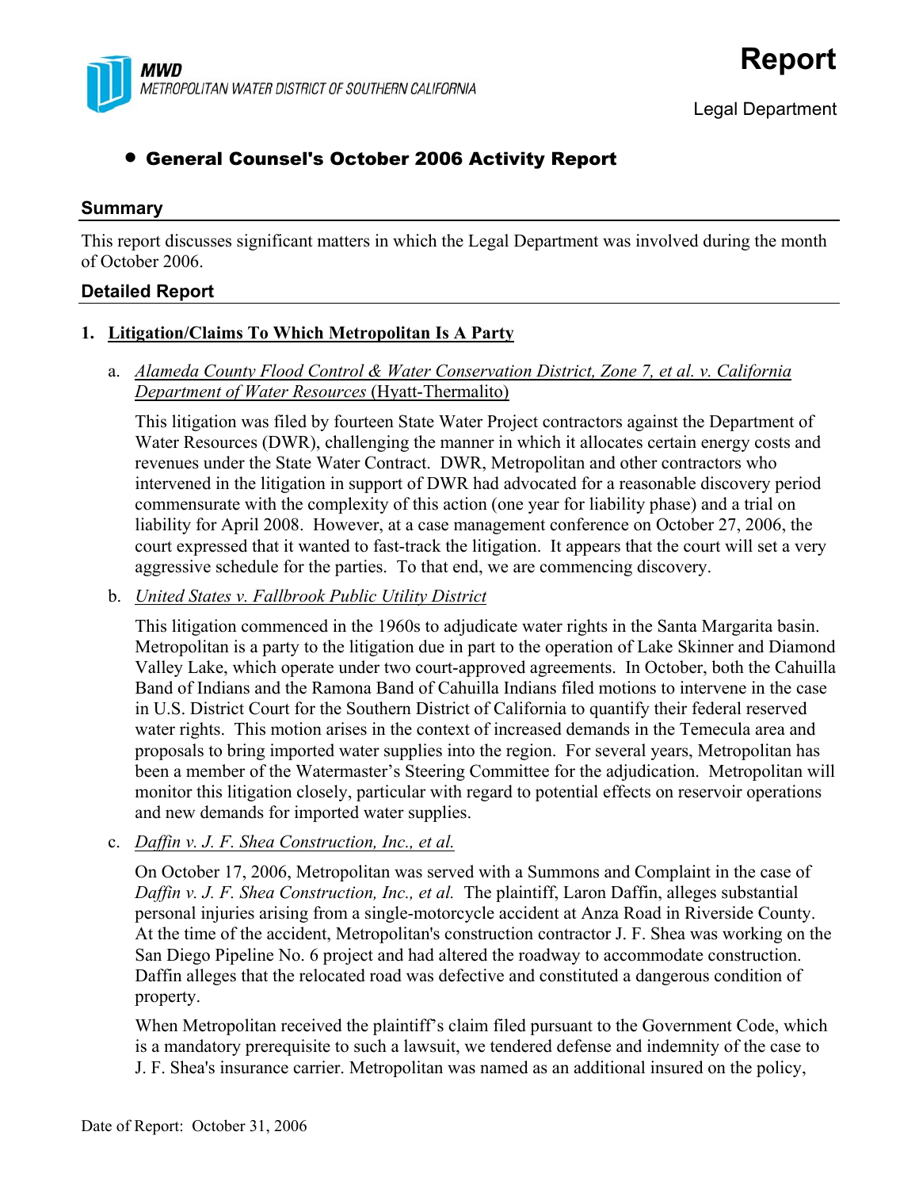MWD
METROPOLITAN WATER DISTRICT OF SOUTHERN CALIFORNIA

# Report

Legal Department

## • General Counsel's October 2006 Activity Report

### Summary

This report discusses significant matters in which the Legal Department was involved during the month of October 2006.

### Detailed Report

**1. Litigation/Claims To Which Metropolitan Is A Party**

a. *Alameda County Flood Control & Water Conservation District, Zone 7, et al. v. California Department of Water Resources* (Hyatt-Thermalito)

This litigation was filed by fourteen State Water Project contractors against the Department of Water Resources (DWR), challenging the manner in which it allocates certain energy costs and revenues under the State Water Contract. DWR, Metropolitan and other contractors who intervened in the litigation in support of DWR had advocated for a reasonable discovery period commensurate with the complexity of this action (one year for liability phase) and a trial on liability for April 2008. However, at a case management conference on October 27, 2006, the court expressed that it wanted to fast-track the litigation. It appears that the court will set a very aggressive schedule for the parties. To that end, we are commencing discovery.

b. *United States v. Fallbrook Public Utility District*

This litigation commenced in the 1960s to adjudicate water rights in the Santa Margarita basin. Metropolitan is a party to the litigation due in part to the operation of Lake Skinner and Diamond Valley Lake, which operate under two court-approved agreements. In October, both the Cahuilla Band of Indians and the Ramona Band of Cahuilla Indians filed motions to intervene in the case in U.S. District Court for the Southern District of California to quantify their federal reserved water rights. This motion arises in the context of increased demands in the Temecula area and proposals to bring imported water supplies into the region. For several years, Metropolitan has been a member of the Watermaster's Steering Committee for the adjudication. Metropolitan will monitor this litigation closely, particular with regard to potential effects on reservoir operations and new demands for imported water supplies.

c. *Daffin v. J. F. Shea Construction, Inc., et al.*

On October 17, 2006, Metropolitan was served with a Summons and Complaint in the case of *Daffin v. J. F. Shea Construction, Inc., et al.* The plaintiff, Laron Daffin, alleges substantial personal injuries arising from a single-motorcycle accident at Anza Road in Riverside County. At the time of the accident, Metropolitan's construction contractor J. F. Shea was working on the San Diego Pipeline No. 6 project and had altered the roadway to accommodate construction. Daffin alleges that the relocated road was defective and constituted a dangerous condition of property.

When Metropolitan received the plaintiff's claim filed pursuant to the Government Code, which is a mandatory prerequisite to such a lawsuit, we tendered defense and indemnity of the case to J. F. Shea's insurance carrier. Metropolitan was named as an additional insured on the policy,

Date of Report: October 31, 2006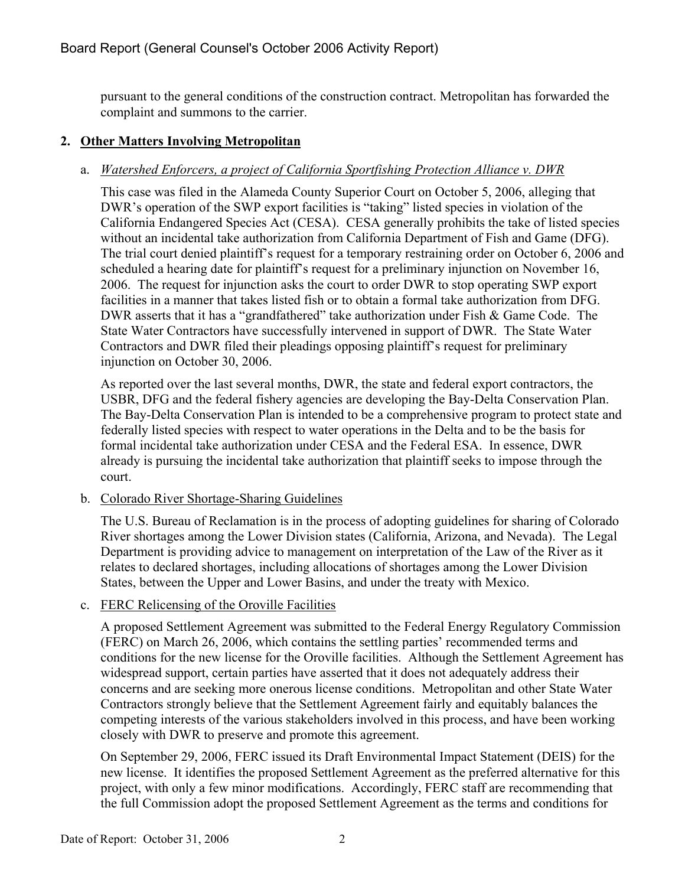pursuant to the general conditions of the construction contract. Metropolitan has forwarded the complaint and summons to the carrier.

## 2. Other Matters Involving Metropolitan

### a. *Watershed Enforcers, a project of California Sportfishing Protection Alliance v. DWR*

This case was filed in the Alameda County Superior Court on October 5, 2006, alleging that DWR's operation of the SWP export facilities is "taking" listed species in violation of the California Endangered Species Act (CESA). CESA generally prohibits the take of listed species without an incidental take authorization from California Department of Fish and Game (DFG). The trial court denied plaintiff's request for a temporary restraining order on October 6, 2006 and scheduled a hearing date for plaintiff's request for a preliminary injunction on November 16, 2006. The request for injunction asks the court to order DWR to stop operating SWP export facilities in a manner that takes listed fish or to obtain a formal take authorization from DFG. DWR asserts that it has a "grandfathered" take authorization under Fish & Game Code. The State Water Contractors have successfully intervened in support of DWR. The State Water Contractors and DWR filed their pleadings opposing plaintiff's request for preliminary injunction on October 30, 2006.

As reported over the last several months, DWR, the state and federal export contractors, the USBR, DFG and the federal fishery agencies are developing the Bay-Delta Conservation Plan. The Bay-Delta Conservation Plan is intended to be a comprehensive program to protect state and federally listed species with respect to water operations in the Delta and to be the basis for formal incidental take authorization under CESA and the Federal ESA. In essence, DWR already is pursuing the incidental take authorization that plaintiff seeks to impose through the court.

### b. Colorado River Shortage-Sharing Guidelines

The U.S. Bureau of Reclamation is in the process of adopting guidelines for sharing of Colorado River shortages among the Lower Division states (California, Arizona, and Nevada). The Legal Department is providing advice to management on interpretation of the Law of the River as it relates to declared shortages, including allocations of shortages among the Lower Division States, between the Upper and Lower Basins, and under the treaty with Mexico.

### c. FERC Relicensing of the Oroville Facilities

A proposed Settlement Agreement was submitted to the Federal Energy Regulatory Commission (FERC) on March 26, 2006, which contains the settling parties' recommended terms and conditions for the new license for the Oroville facilities. Although the Settlement Agreement has widespread support, certain parties have asserted that it does not adequately address their concerns and are seeking more onerous license conditions. Metropolitan and other State Water Contractors strongly believe that the Settlement Agreement fairly and equitably balances the competing interests of the various stakeholders involved in this process, and have been working closely with DWR to preserve and promote this agreement.

On September 29, 2006, FERC issued its Draft Environmental Impact Statement (DEIS) for the new license. It identifies the proposed Settlement Agreement as the preferred alternative for this project, with only a few minor modifications. Accordingly, FERC staff are recommending that the full Commission adopt the proposed Settlement Agreement as the terms and conditions for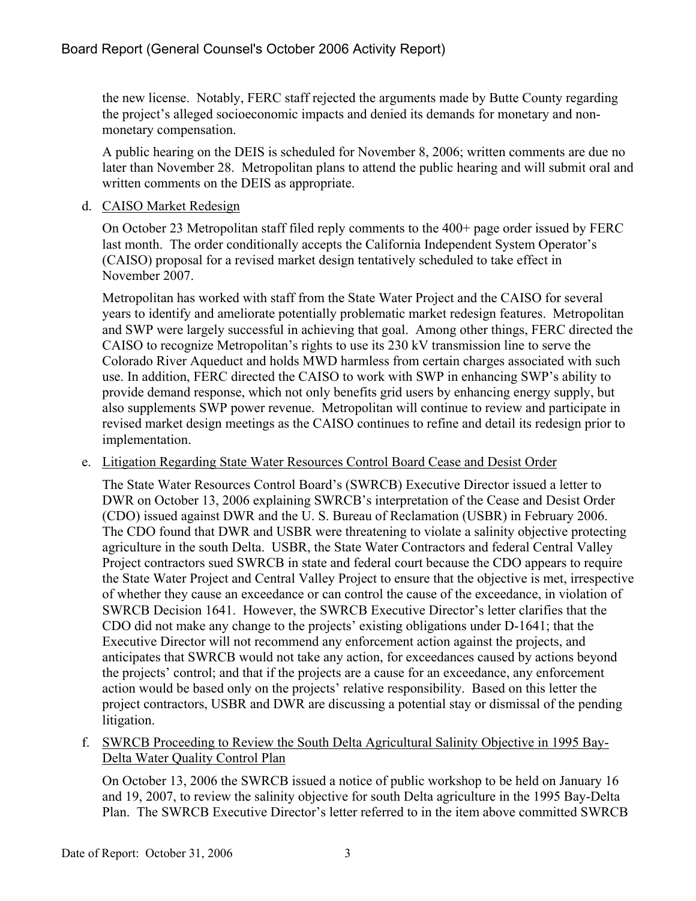the new license. Notably, FERC staff rejected the arguments made by Butte County regarding the project's alleged socioeconomic impacts and denied its demands for monetary and non-monetary compensation.

A public hearing on the DEIS is scheduled for November 8, 2006; written comments are due no later than November 28. Metropolitan plans to attend the public hearing and will submit oral and written comments on the DEIS as appropriate.

d. CAISO Market Redesign

On October 23 Metropolitan staff filed reply comments to the 400+ page order issued by FERC last month. The order conditionally accepts the California Independent System Operator's (CAISO) proposal for a revised market design tentatively scheduled to take effect in November 2007.

Metropolitan has worked with staff from the State Water Project and the CAISO for several years to identify and ameliorate potentially problematic market redesign features. Metropolitan and SWP were largely successful in achieving that goal. Among other things, FERC directed the CAISO to recognize Metropolitan's rights to use its 230 kV transmission line to serve the Colorado River Aqueduct and holds MWD harmless from certain charges associated with such use. In addition, FERC directed the CAISO to work with SWP in enhancing SWP's ability to provide demand response, which not only benefits grid users by enhancing energy supply, but also supplements SWP power revenue. Metropolitan will continue to review and participate in revised market design meetings as the CAISO continues to refine and detail its redesign prior to implementation.

e. Litigation Regarding State Water Resources Control Board Cease and Desist Order

The State Water Resources Control Board's (SWRCB) Executive Director issued a letter to DWR on October 13, 2006 explaining SWRCB's interpretation of the Cease and Desist Order (CDO) issued against DWR and the U. S. Bureau of Reclamation (USBR) in February 2006. The CDO found that DWR and USBR were threatening to violate a salinity objective protecting agriculture in the south Delta. USBR, the State Water Contractors and federal Central Valley Project contractors sued SWRCB in state and federal court because the CDO appears to require the State Water Project and Central Valley Project to ensure that the objective is met, irrespective of whether they cause an exceedance or can control the cause of the exceedance, in violation of SWRCB Decision 1641. However, the SWRCB Executive Director's letter clarifies that the CDO did not make any change to the projects' existing obligations under D-1641; that the Executive Director will not recommend any enforcement action against the projects, and anticipates that SWRCB would not take any action, for exceedances caused by actions beyond the projects' control; and that if the projects are a cause for an exceedance, any enforcement action would be based only on the projects' relative responsibility. Based on this letter the project contractors, USBR and DWR are discussing a potential stay or dismissal of the pending litigation.

f. SWRCB Proceeding to Review the South Delta Agricultural Salinity Objective in 1995 Bay-Delta Water Quality Control Plan

On October 13, 2006 the SWRCB issued a notice of public workshop to be held on January 16 and 19, 2007, to review the salinity objective for south Delta agriculture in the 1995 Bay-Delta Plan. The SWRCB Executive Director's letter referred to in the item above committed SWRCB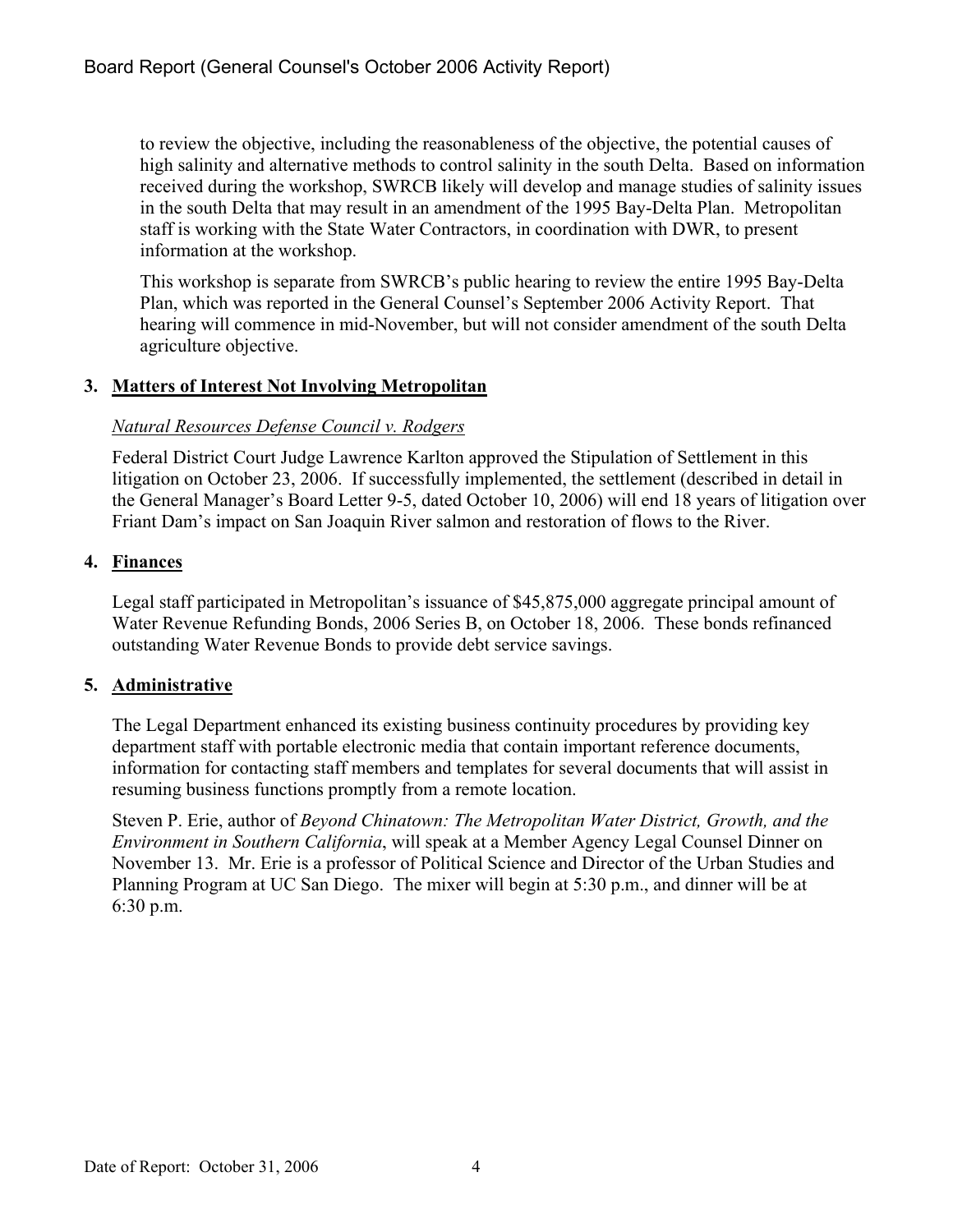to review the objective, including the reasonableness of the objective, the potential causes of high salinity and alternative methods to control salinity in the south Delta. Based on information received during the workshop, SWRCB likely will develop and manage studies of salinity issues in the south Delta that may result in an amendment of the 1995 Bay-Delta Plan. Metropolitan staff is working with the State Water Contractors, in coordination with DWR, to present information at the workshop.

This workshop is separate from SWRCB's public hearing to review the entire 1995 Bay-Delta Plan, which was reported in the General Counsel's September 2006 Activity Report. That hearing will commence in mid-November, but will not consider amendment of the south Delta agriculture objective.

## 3. Matters of Interest Not Involving Metropolitan

*Natural Resources Defense Council v. Rodgers*

Federal District Court Judge Lawrence Karlton approved the Stipulation of Settlement in this litigation on October 23, 2006. If successfully implemented, the settlement (described in detail in the General Manager's Board Letter 9-5, dated October 10, 2006) will end 18 years of litigation over Friant Dam's impact on San Joaquin River salmon and restoration of flows to the River.

## 4. Finances

Legal staff participated in Metropolitan's issuance of $45,875,000 aggregate principal amount of Water Revenue Refunding Bonds, 2006 Series B, on October 18, 2006. These bonds refinanced outstanding Water Revenue Bonds to provide debt service savings.

## 5. Administrative

The Legal Department enhanced its existing business continuity procedures by providing key department staff with portable electronic media that contain important reference documents, information for contacting staff members and templates for several documents that will assist in resuming business functions promptly from a remote location.

Steven P. Erie, author of *Beyond Chinatown: The Metropolitan Water District, Growth, and the Environment in Southern California*, will speak at a Member Agency Legal Counsel Dinner on November 13. Mr. Erie is a professor of Political Science and Director of the Urban Studies and Planning Program at UC San Diego. The mixer will begin at 5:30 p.m., and dinner will be at 6:30 p.m.